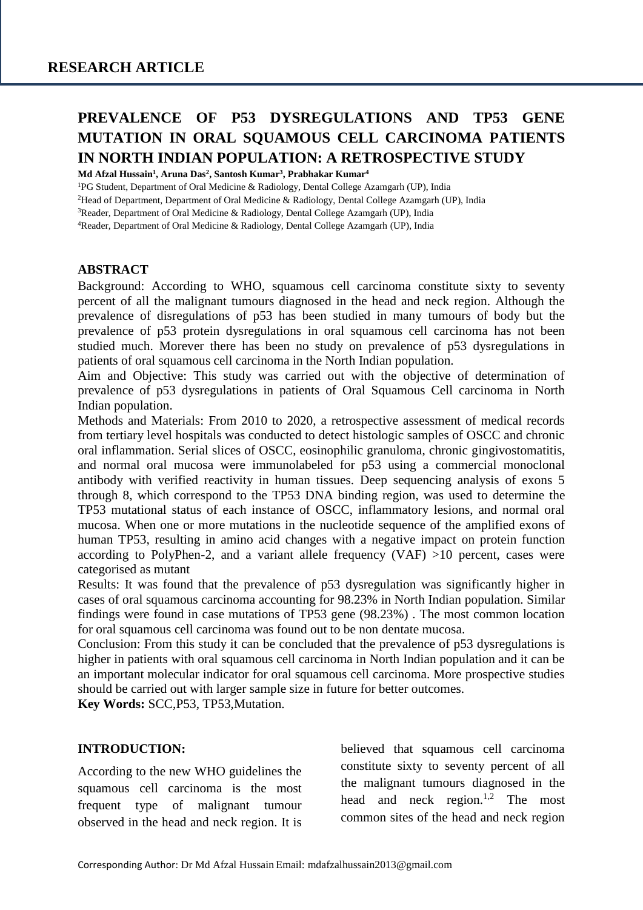## RESEARCH ARTICLE

# PREVALENCE OF P53 DYSREGULATIONS AND TP53 GENE MUTATION IN ORAL SQUAMOUS CELL CARCINOMA PATIENTS IN NORTH INDIAN POPULATION: A RETROSPECTIVE STUDY

**Md Afzal Hussain[1], Aruna Das[2], Santosh Kumar[3], Prabhakar Kumar[4]**

[1]PG Student, Department of Oral Medicine & Radiology, Dental College Azamgarh (UP), India

[2]Head of Department, Department of Oral Medicine & Radiology, Dental College Azamgarh (UP), India

[3]Reader, Department of Oral Medicine & Radiology, Dental College Azamgarh (UP), India

[4]Reader, Department of Oral Medicine & Radiology, Dental College Azamgarh (UP), India

### ABSTRACT

Background: According to WHO, squamous cell carcinoma constitute sixty to seventy percent of all the malignant tumours diagnosed in the head and neck region. Although the prevalence of disregulations of p53 has been studied in many tumours of body but the prevalence of p53 protein dysregulations in oral squamous cell carcinoma has not been studied much. Morever there has been no study on prevalence of p53 dysregulations in patients of oral squamous cell carcinoma in the North Indian population.

Aim and Objective: This study was carried out with the objective of determination of prevalence of p53 dysregulations in patients of Oral Squamous Cell carcinoma in North Indian population.

Methods and Materials: From 2010 to 2020, a retrospective assessment of medical records from tertiary level hospitals was conducted to detect histologic samples of OSCC and chronic oral inflammation. Serial slices of OSCC, eosinophilic granuloma, chronic gingivostomatitis, and normal oral mucosa were immunolabeled for p53 using a commercial monoclonal antibody with verified reactivity in human tissues. Deep sequencing analysis of exons 5 through 8, which correspond to the TP53 DNA binding region, was used to determine the TP53 mutational status of each instance of OSCC, inflammatory lesions, and normal oral mucosa. When one or more mutations in the nucleotide sequence of the amplified exons of human TP53, resulting in amino acid changes with a negative impact on protein function according to PolyPhen-2, and a variant allele frequency (VAF) >10 percent, cases were categorised as mutant

Results: It was found that the prevalence of p53 dysregulation was significantly higher in cases of oral squamous carcinoma accounting for 98.23% in North Indian population. Similar findings were found in case mutations of TP53 gene (98.23%) . The most common location for oral squamous cell carcinoma was found out to be non dentate mucosa.

Conclusion: From this study it can be concluded that the prevalence of p53 dysregulations is higher in patients with oral squamous cell carcinoma in North Indian population and it can be an important molecular indicator for oral squamous cell carcinoma. More prospective studies should be carried out with larger sample size in future for better outcomes.

**Key Words:** SCC,P53, TP53,Mutation.

### INTRODUCTION:

According to the new WHO guidelines the squamous cell carcinoma is the most frequent type of malignant tumour observed in the head and neck region. It is believed that squamous cell carcinoma constitute sixty to seventy percent of all the malignant tumours diagnosed in the head and neck region.[1,2] The most common sites of the head and neck region

Corresponding Author: Dr Md Afzal Hussain Email: mdafzalhussain2013@gmail.com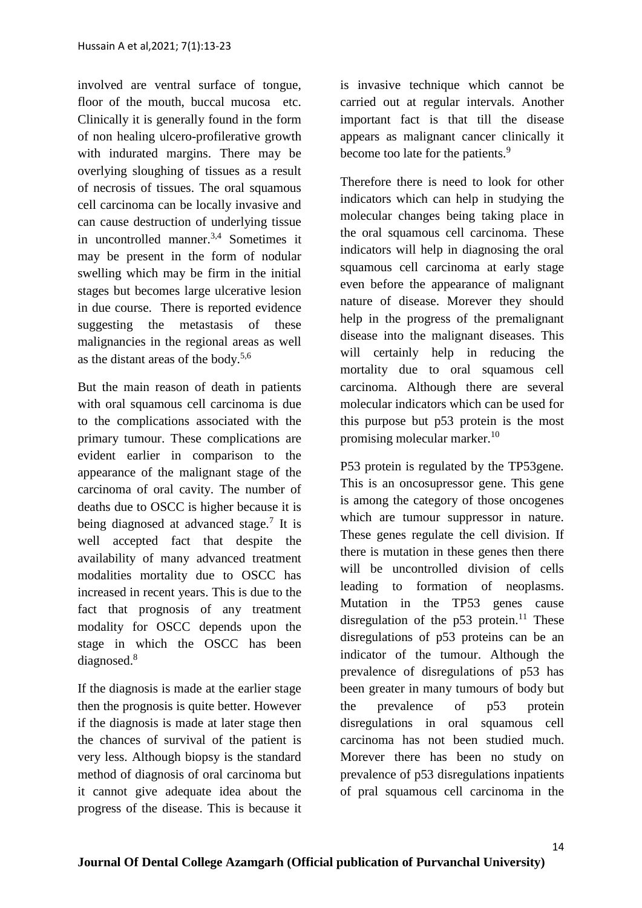involved are ventral surface of tongue, floor of the mouth, buccal mucosa etc. Clinically it is generally found in the form of non healing ulcero-profilerative growth with indurated margins. There may be overlying sloughing of tissues as a result of necrosis of tissues. The oral squamous cell carcinoma can be locally invasive and can cause destruction of underlying tissue in uncontrolled manner.[3,4] Sometimes it may be present in the form of nodular swelling which may be firm in the initial stages but becomes large ulcerative lesion in due course. There is reported evidence suggesting the metastasis of these malignancies in the regional areas as well as the distant areas of the body.[5,6]

But the main reason of death in patients with oral squamous cell carcinoma is due to the complications associated with the primary tumour. These complications are evident earlier in comparison to the appearance of the malignant stage of the carcinoma of oral cavity. The number of deaths due to OSCC is higher because it is being diagnosed at advanced stage.[7] It is well accepted fact that despite the availability of many advanced treatment modalities mortality due to OSCC has increased in recent years. This is due to the fact that prognosis of any treatment modality for OSCC depends upon the stage in which the OSCC has been diagnosed.[8]

If the diagnosis is made at the earlier stage then the prognosis is quite better. However if the diagnosis is made at later stage then the chances of survival of the patient is very less. Although biopsy is the standard method of diagnosis of oral carcinoma but it cannot give adequate idea about the progress of the disease. This is because it is invasive technique which cannot be carried out at regular intervals. Another important fact is that till the disease appears as malignant cancer clinically it become too late for the patients.[9]

Therefore there is need to look for other indicators which can help in studying the molecular changes being taking place in the oral squamous cell carcinoma. These indicators will help in diagnosing the oral squamous cell carcinoma at early stage even before the appearance of malignant nature of disease. Morever they should help in the progress of the premalignant disease into the malignant diseases. This will certainly help in reducing the mortality due to oral squamous cell carcinoma. Although there are several molecular indicators which can be used for this purpose but p53 protein is the most promising molecular marker.[10]

P53 protein is regulated by the TP53gene. This is an oncosupressor gene. This gene is among the category of those oncogenes which are tumour suppressor in nature. These genes regulate the cell division. If there is mutation in these genes then there will be uncontrolled division of cells leading to formation of neoplasms. Mutation in the TP53 genes cause disregulation of the p53 protein.[11] These disregulations of p53 proteins can be an indicator of the tumour. Although the prevalence of disregulations of p53 has been greater in many tumours of body but the prevalence of p53 protein disregulations in oral squamous cell carcinoma has not been studied much. Morever there has been no study on prevalence of p53 disregulations inpatients of pral squamous cell carcinoma in the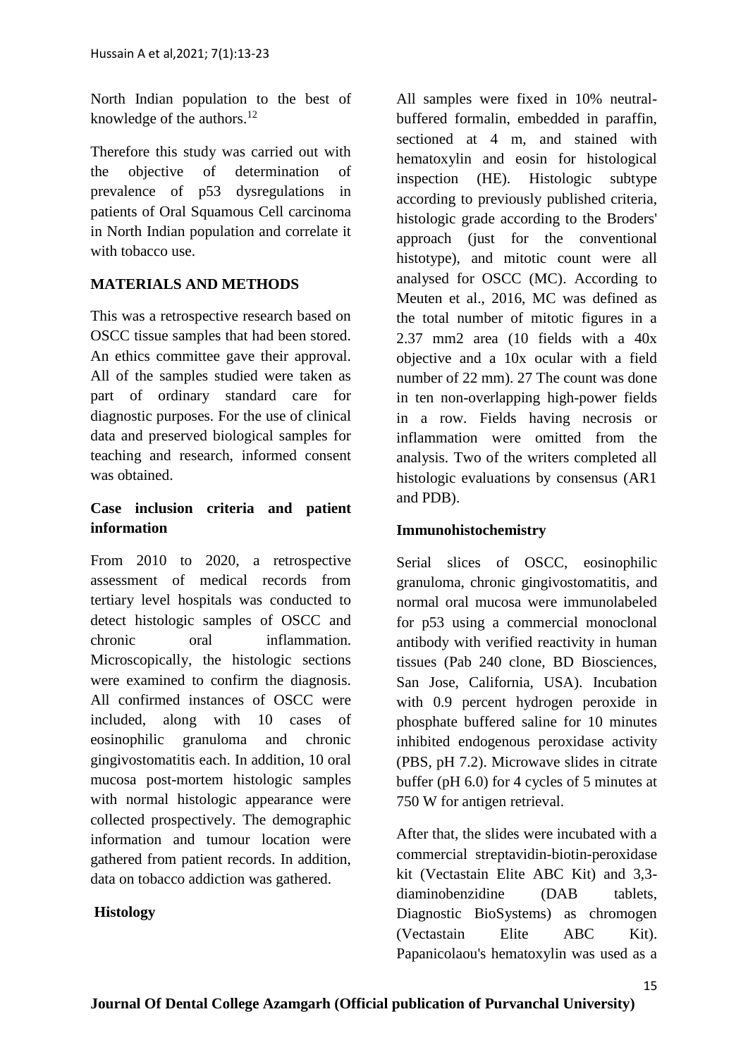North Indian population to the best of knowledge of the authors.[12]

Therefore this study was carried out with the objective of determination of prevalence of p53 dysregulations in patients of Oral Squamous Cell carcinoma in North Indian population and correlate it with tobacco use.

## MATERIALS AND METHODS

This was a retrospective research based on OSCC tissue samples that had been stored. An ethics committee gave their approval. All of the samples studied were taken as part of ordinary standard care for diagnostic purposes. For the use of clinical data and preserved biological samples for teaching and research, informed consent was obtained.

### Case inclusion criteria and patient information

From 2010 to 2020, a retrospective assessment of medical records from tertiary level hospitals was conducted to detect histologic samples of OSCC and chronic oral inflammation. Microscopically, the histologic sections were examined to confirm the diagnosis. All confirmed instances of OSCC were included, along with 10 cases of eosinophilic granuloma and chronic gingivostomatitis each. In addition, 10 oral mucosa post-mortem histologic samples with normal histologic appearance were collected prospectively. The demographic information and tumour location were gathered from patient records. In addition, data on tobacco addiction was gathered.

### Histology

All samples were fixed in 10% neutral-buffered formalin, embedded in paraffin, sectioned at 4 m, and stained with hematoxylin and eosin for histological inspection (HE). Histologic subtype according to previously published criteria, histologic grade according to the Broders' approach (just for the conventional histotype), and mitotic count were all analysed for OSCC (MC). According to Meuten et al., 2016, MC was defined as the total number of mitotic figures in a 2.37 mm2 area (10 fields with a 40x objective and a 10x ocular with a field number of 22 mm). 27 The count was done in ten non-overlapping high-power fields in a row. Fields having necrosis or inflammation were omitted from the analysis. Two of the writers completed all histologic evaluations by consensus (AR1 and PDB).

### Immunohistochemistry

Serial slices of OSCC, eosinophilic granuloma, chronic gingivostomatitis, and normal oral mucosa were immunolabeled for p53 using a commercial monoclonal antibody with verified reactivity in human tissues (Pab 240 clone, BD Biosciences, San Jose, California, USA). Incubation with 0.9 percent hydrogen peroxide in phosphate buffered saline for 10 minutes inhibited endogenous peroxidase activity (PBS, pH 7.2). Microwave slides in citrate buffer (pH 6.0) for 4 cycles of 5 minutes at 750 W for antigen retrieval.

After that, the slides were incubated with a commercial streptavidin-biotin-peroxidase kit (Vectastain Elite ABC Kit) and 3,3-diaminobenzidine (DAB tablets, Diagnostic BioSystems) as chromogen (Vectastain Elite ABC Kit). Papanicolaou's hematoxylin was used as a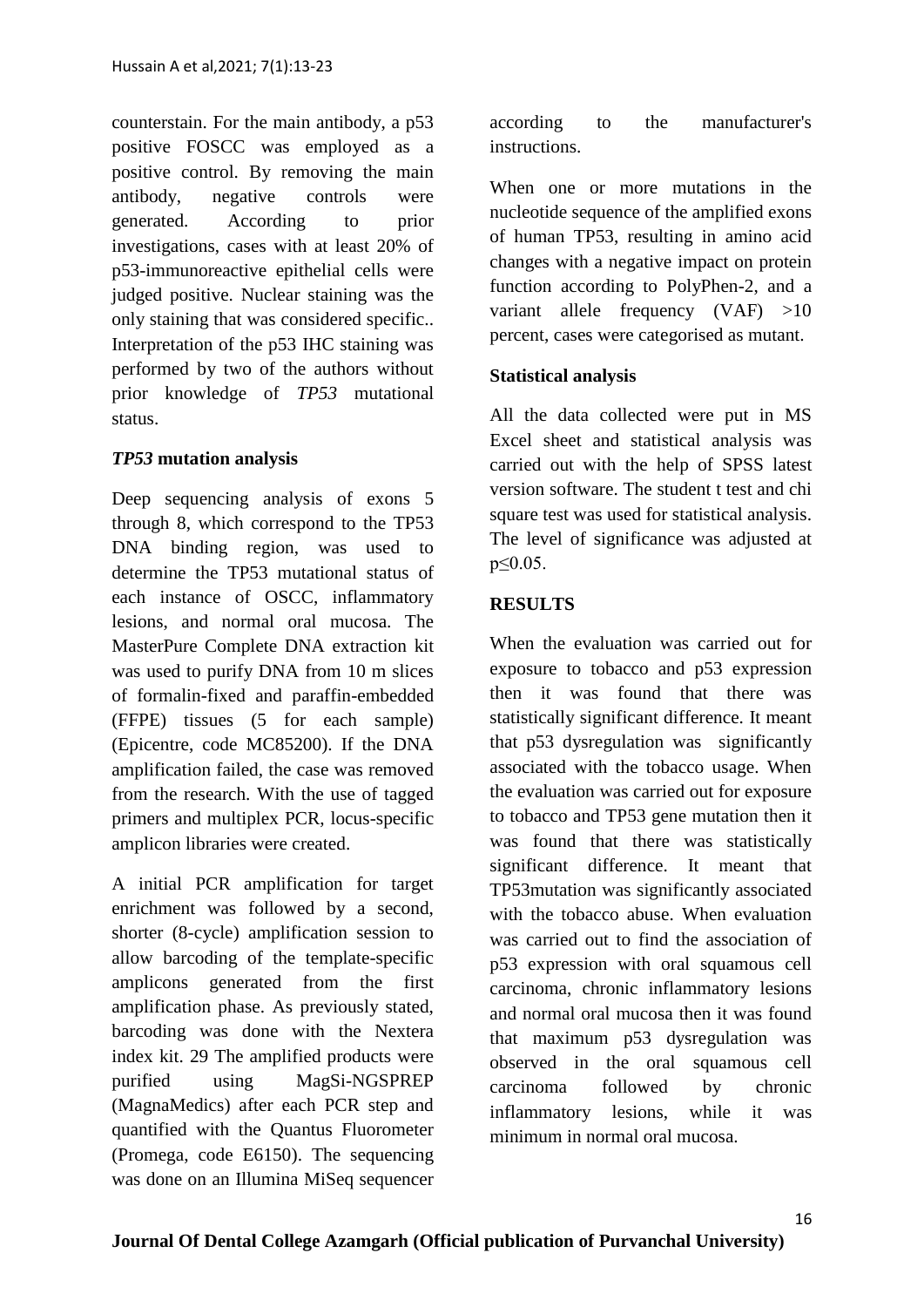counterstain. For the main antibody, a p53 positive FOSCC was employed as a positive control. By removing the main antibody, negative controls were generated. According to prior investigations, cases with at least 20% of p53-immunoreactive epithelial cells were judged positive. Nuclear staining was the only staining that was considered specific.. Interpretation of the p53 IHC staining was performed by two of the authors without prior knowledge of *TP53* mutational status.

### *TP53* mutation analysis

Deep sequencing analysis of exons 5 through 8, which correspond to the TP53 DNA binding region, was used to determine the TP53 mutational status of each instance of OSCC, inflammatory lesions, and normal oral mucosa. The MasterPure Complete DNA extraction kit was used to purify DNA from 10 m slices of formalin-fixed and paraffin-embedded (FFPE) tissues (5 for each sample) (Epicentre, code MC85200). If the DNA amplification failed, the case was removed from the research. With the use of tagged primers and multiplex PCR, locus-specific amplicon libraries were created.

A initial PCR amplification for target enrichment was followed by a second, shorter (8-cycle) amplification session to allow barcoding of the template-specific amplicons generated from the first amplification phase. As previously stated, barcoding was done with the Nextera index kit. 29 The amplified products were purified using MagSi-NGSPREP (MagnaMedics) after each PCR step and quantified with the Quantus Fluorometer (Promega, code E6150). The sequencing was done on an Illumina MiSeq sequencer according to the manufacturer's instructions.

When one or more mutations in the nucleotide sequence of the amplified exons of human TP53, resulting in amino acid changes with a negative impact on protein function according to PolyPhen-2, and a variant allele frequency (VAF) >10 percent, cases were categorised as mutant.

### Statistical analysis

All the data collected were put in MS Excel sheet and statistical analysis was carried out with the help of SPSS latest version software. The student t test and chi square test was used for statistical analysis. The level of significance was adjusted at $p \leq 0.05$.

## RESULTS

When the evaluation was carried out for exposure to tobacco and p53 expression then it was found that there was statistically significant difference. It meant that p53 dysregulation was significantly associated with the tobacco usage. When the evaluation was carried out for exposure to tobacco and TP53 gene mutation then it was found that there was statistically significant difference. It meant that TP53mutation was significantly associated with the tobacco abuse. When evaluation was carried out to find the association of p53 expression with oral squamous cell carcinoma, chronic inflammatory lesions and normal oral mucosa then it was found that maximum p53 dysregulation was observed in the oral squamous cell carcinoma followed by chronic inflammatory lesions, while it was minimum in normal oral mucosa.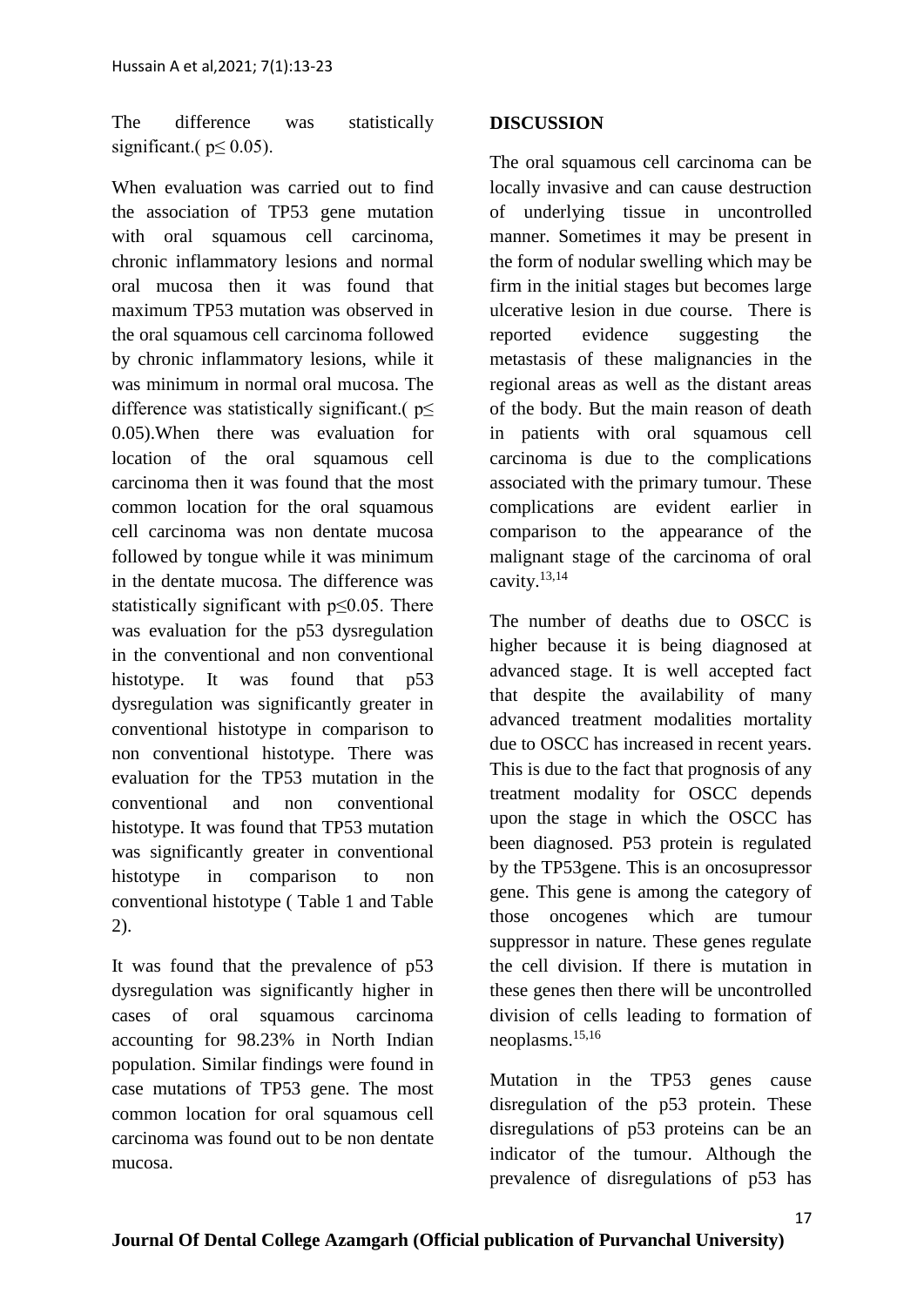The difference was statistically significant.( $p \leq 0.05$).

When evaluation was carried out to find the association of TP53 gene mutation with oral squamous cell carcinoma, chronic inflammatory lesions and normal oral mucosa then it was found that maximum TP53 mutation was observed in the oral squamous cell carcinoma followed by chronic inflammatory lesions, while it was minimum in normal oral mucosa. The difference was statistically significant.( $p \leq 0.05$).When there was evaluation for location of the oral squamous cell carcinoma then it was found that the most common location for the oral squamous cell carcinoma was non dentate mucosa followed by tongue while it was minimum in the dentate mucosa. The difference was statistically significant with $p \leq 0.05$. There was evaluation for the p53 dysregulation in the conventional and non conventional histotype. It was found that p53 dysregulation was significantly greater in conventional histotype in comparison to non conventional histotype. There was evaluation for the TP53 mutation in the conventional and non conventional histotype. It was found that TP53 mutation was significantly greater in conventional histotype in comparison to non conventional histotype ( Table 1 and Table 2).

It was found that the prevalence of p53 dysregulation was significantly higher in cases of oral squamous carcinoma accounting for 98.23% in North Indian population. Similar findings were found in case mutations of TP53 gene. The most common location for oral squamous cell carcinoma was found out to be non dentate mucosa.

## DISCUSSION

The oral squamous cell carcinoma can be locally invasive and can cause destruction of underlying tissue in uncontrolled manner. Sometimes it may be present in the form of nodular swelling which may be firm in the initial stages but becomes large ulcerative lesion in due course. There is reported evidence suggesting the metastasis of these malignancies in the regional areas as well as the distant areas of the body. But the main reason of death in patients with oral squamous cell carcinoma is due to the complications associated with the primary tumour. These complications are evident earlier in comparison to the appearance of the malignant stage of the carcinoma of oral cavity.[13,14]

The number of deaths due to OSCC is higher because it is being diagnosed at advanced stage. It is well accepted fact that despite the availability of many advanced treatment modalities mortality due to OSCC has increased in recent years. This is due to the fact that prognosis of any treatment modality for OSCC depends upon the stage in which the OSCC has been diagnosed. P53 protein is regulated by the TP53gene. This is an oncosupressor gene. This gene is among the category of those oncogenes which are tumour suppressor in nature. These genes regulate the cell division. If there is mutation in these genes then there will be uncontrolled division of cells leading to formation of neoplasms.[15,16]

Mutation in the TP53 genes cause disregulation of the p53 protein. These disregulations of p53 proteins can be an indicator of the tumour. Although the prevalence of disregulations of p53 has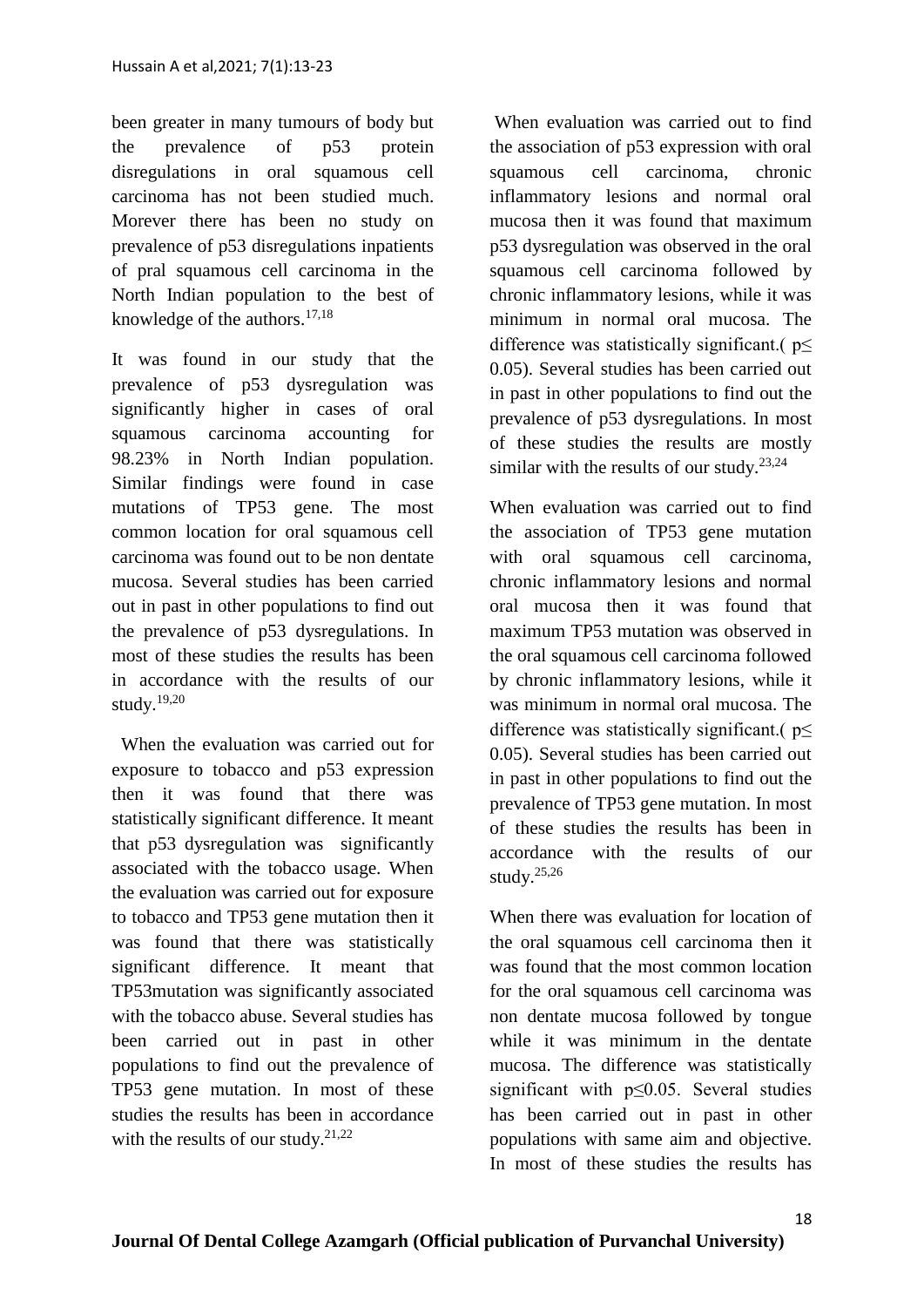been greater in many tumours of body but the prevalence of p53 protein disregulations in oral squamous cell carcinoma has not been studied much. Morever there has been no study on prevalence of p53 disregulations inpatients of pral squamous cell carcinoma in the North Indian population to the best of knowledge of the authors.[17,18]

It was found in our study that the prevalence of p53 dysregulation was significantly higher in cases of oral squamous carcinoma accounting for 98.23% in North Indian population. Similar findings were found in case mutations of TP53 gene. The most common location for oral squamous cell carcinoma was found out to be non dentate mucosa. Several studies has been carried out in past in other populations to find out the prevalence of p53 dysregulations. In most of these studies the results has been in accordance with the results of our study.[19,20]

When the evaluation was carried out for exposure to tobacco and p53 expression then it was found that there was statistically significant difference. It meant that p53 dysregulation was significantly associated with the tobacco usage. When the evaluation was carried out for exposure to tobacco and TP53 gene mutation then it was found that there was statistically significant difference. It meant that TP53mutation was significantly associated with the tobacco abuse. Several studies has been carried out in past in other populations to find out the prevalence of TP53 gene mutation. In most of these studies the results has been in accordance with the results of our study.[21,22]

When evaluation was carried out to find the association of p53 expression with oral squamous cell carcinoma, chronic inflammatory lesions and normal oral mucosa then it was found that maximum p53 dysregulation was observed in the oral squamous cell carcinoma followed by chronic inflammatory lesions, while it was minimum in normal oral mucosa. The difference was statistically significant.( $p \leq 0.05$). Several studies has been carried out in past in other populations to find out the prevalence of p53 dysregulations. In most of these studies the results are mostly similar with the results of our study.[23,24]

When evaluation was carried out to find the association of TP53 gene mutation with oral squamous cell carcinoma, chronic inflammatory lesions and normal oral mucosa then it was found that maximum TP53 mutation was observed in the oral squamous cell carcinoma followed by chronic inflammatory lesions, while it was minimum in normal oral mucosa. The difference was statistically significant.( $p \leq 0.05$). Several studies has been carried out in past in other populations to find out the prevalence of TP53 gene mutation. In most of these studies the results has been in accordance with the results of our study.[25,26]

When there was evaluation for location of the oral squamous cell carcinoma then it was found that the most common location for the oral squamous cell carcinoma was non dentate mucosa followed by tongue while it was minimum in the dentate mucosa. The difference was statistically significant with $p \leq 0.05$. Several studies has been carried out in past in other populations with same aim and objective. In most of these studies the results has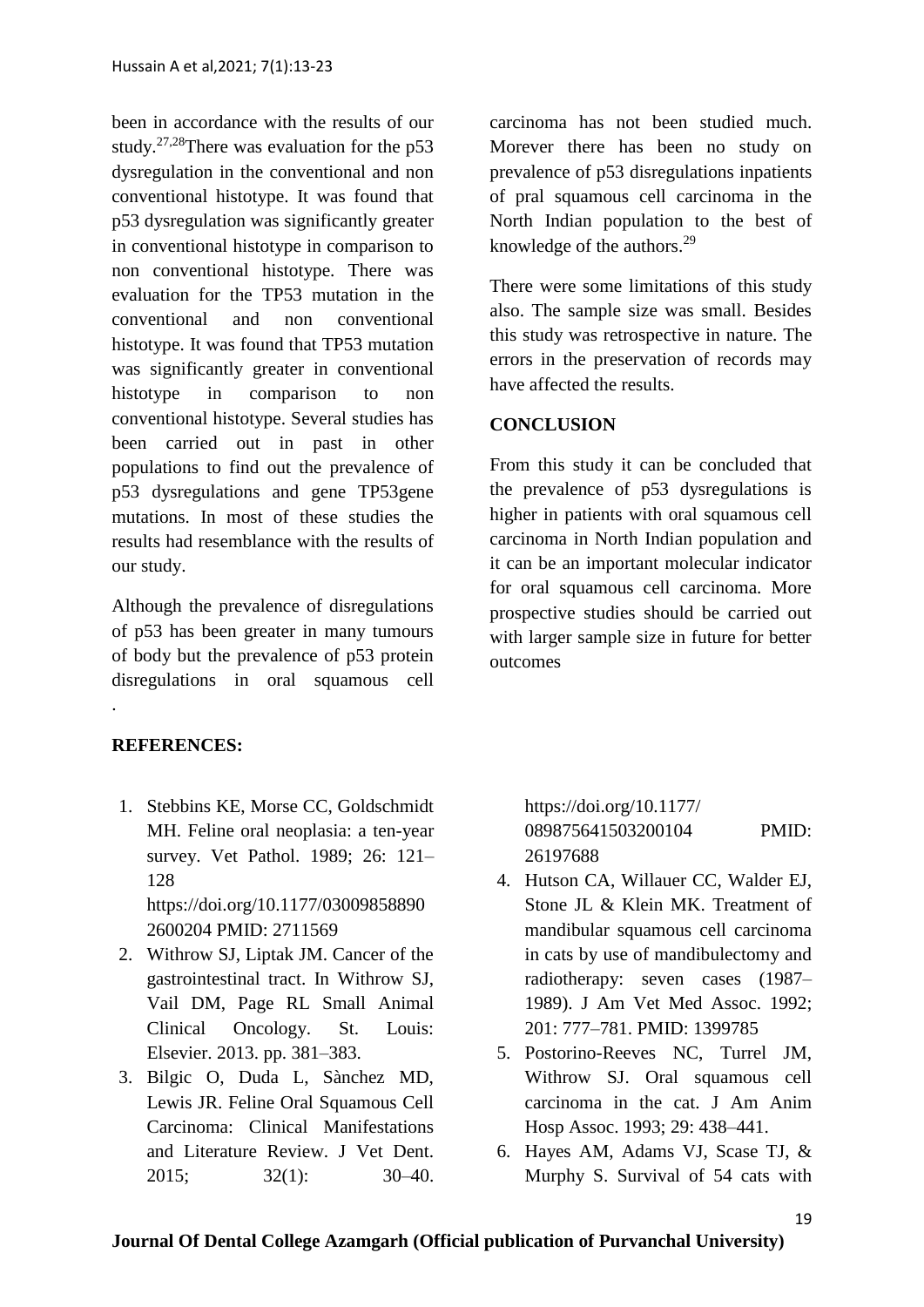been in accordance with the results of our study.[27,28]There was evaluation for the p53 dysregulation in the conventional and non conventional histotype. It was found that p53 dysregulation was significantly greater in conventional histotype in comparison to non conventional histotype. There was evaluation for the TP53 mutation in the conventional and non conventional histotype. It was found that TP53 mutation was significantly greater in conventional histotype in comparison to non conventional histotype. Several studies has been carried out in past in other populations to find out the prevalence of p53 dysregulations and gene TP53gene mutations. In most of these studies the results had resemblance with the results of our study.

Although the prevalence of disregulations of p53 has been greater in many tumours of body but the prevalence of p53 protein disregulations in oral squamous cell carcinoma has not been studied much. Morever there has been no study on prevalence of p53 disregulations inpatients of pral squamous cell carcinoma in the North Indian population to the best of knowledge of the authors.[29]

There were some limitations of this study also. The sample size was small. Besides this study was retrospective in nature. The errors in the preservation of records may have affected the results.

## CONCLUSION

From this study it can be concluded that the prevalence of p53 dysregulations is higher in patients with oral squamous cell carcinoma in North Indian population and it can be an important molecular indicator for oral squamous cell carcinoma. More prospective studies should be carried out with larger sample size in future for better outcomes

## REFERENCES:

1. Stebbins KE, Morse CC, Goldschmidt MH. Feline oral neoplasia: a ten-year survey. Vet Pathol. 1989; 26: 121–128 https://doi.org/10.1177/030098588902600204 PMID: 2711569
2. Withrow SJ, Liptak JM. Cancer of the gastrointestinal tract. In Withrow SJ, Vail DM, Page RL Small Animal Clinical Oncology. St. Louis: Elsevier. 2013. pp. 381–383.
3. Bilgic O, Duda L, Sànchez MD, Lewis JR. Feline Oral Squamous Cell Carcinoma: Clinical Manifestations and Literature Review. J Vet Dent. 2015; 32(1): 30–40. https://doi.org/10.1177/089875641503200104 PMID: 26197688
4. Hutson CA, Willauer CC, Walder EJ, Stone JL & Klein MK. Treatment of mandibular squamous cell carcinoma in cats by use of mandibulectomy and radiotherapy: seven cases (1987–1989). J Am Vet Med Assoc. 1992; 201: 777–781. PMID: 1399785
5. Postorino-Reeves NC, Turrel JM, Withrow SJ. Oral squamous cell carcinoma in the cat. J Am Anim Hosp Assoc. 1993; 29: 438–441.
6. Hayes AM, Adams VJ, Scase TJ, & Murphy S. Survival of 54 cats with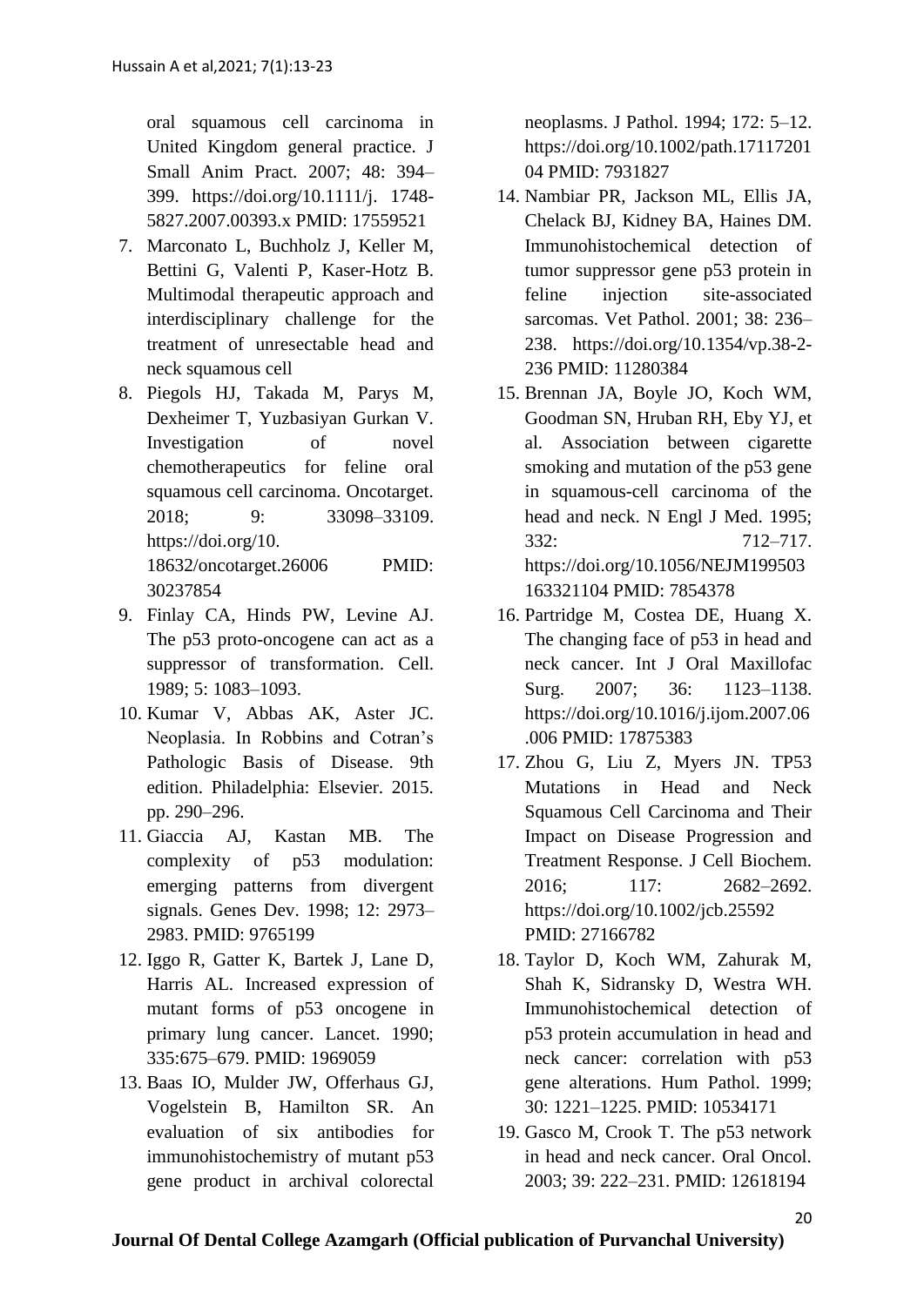oral squamous cell carcinoma in United Kingdom general practice. J Small Anim Pract. 2007; 48: 394–399. https://doi.org/10.1111/j. 1748-5827.2007.00393.x PMID: 17559521

7. Marconato L, Buchholz J, Keller M, Bettini G, Valenti P, Kaser-Hotz B. Multimodal therapeutic approach and interdisciplinary challenge for the treatment of unresectable head and neck squamous cell
8. Piegols HJ, Takada M, Parys M, Dexheimer T, Yuzbasiyan Gurkan V. Investigation of novel chemotherapeutics for feline oral squamous cell carcinoma. Oncotarget. 2018; 9: 33098–33109. https://doi.org/10. 18632/oncotarget.26006 PMID: 30237854
9. Finlay CA, Hinds PW, Levine AJ. The p53 proto-oncogene can act as a suppressor of transformation. Cell. 1989; 5: 1083–1093.
10. Kumar V, Abbas AK, Aster JC. Neoplasia. In Robbins and Cotran's Pathologic Basis of Disease. 9th edition. Philadelphia: Elsevier. 2015. pp. 290–296.
11. Giaccia AJ, Kastan MB. The complexity of p53 modulation: emerging patterns from divergent signals. Genes Dev. 1998; 12: 2973–2983. PMID: 9765199
12. Iggo R, Gatter K, Bartek J, Lane D, Harris AL. Increased expression of mutant forms of p53 oncogene in primary lung cancer. Lancet. 1990; 335:675–679. PMID: 1969059
13. Baas IO, Mulder JW, Offerhaus GJ, Vogelstein B, Hamilton SR. An evaluation of six antibodies for immunohistochemistry of mutant p53 gene product in archival colorectal neoplasms. J Pathol. 1994; 172: 5–12. https://doi.org/10.1002/path.1711720104 PMID: 7931827
14. Nambiar PR, Jackson ML, Ellis JA, Chelack BJ, Kidney BA, Haines DM. Immunohistochemical detection of tumor suppressor gene p53 protein in feline injection site-associated sarcomas. Vet Pathol. 2001; 38: 236–238. https://doi.org/10.1354/vp.38-2-236 PMID: 11280384
15. Brennan JA, Boyle JO, Koch WM, Goodman SN, Hruban RH, Eby YJ, et al. Association between cigarette smoking and mutation of the p53 gene in squamous-cell carcinoma of the head and neck. N Engl J Med. 1995; 332: 712–717. https://doi.org/10.1056/NEJM199503163321104 PMID: 7854378
16. Partridge M, Costea DE, Huang X. The changing face of p53 in head and neck cancer. Int J Oral Maxillofac Surg. 2007; 36: 1123–1138. https://doi.org/10.1016/j.ijom.2007.06.006 PMID: 17875383
17. Zhou G, Liu Z, Myers JN. TP53 Mutations in Head and Neck Squamous Cell Carcinoma and Their Impact on Disease Progression and Treatment Response. J Cell Biochem. 2016; 117: 2682–2692. https://doi.org/10.1002/jcb.25592 PMID: 27166782
18. Taylor D, Koch WM, Zahurak M, Shah K, Sidransky D, Westra WH. Immunohistochemical detection of p53 protein accumulation in head and neck cancer: correlation with p53 gene alterations. Hum Pathol. 1999; 30: 1221–1225. PMID: 10534171
19. Gasco M, Crook T. The p53 network in head and neck cancer. Oral Oncol. 2003; 39: 222–231. PMID: 12618194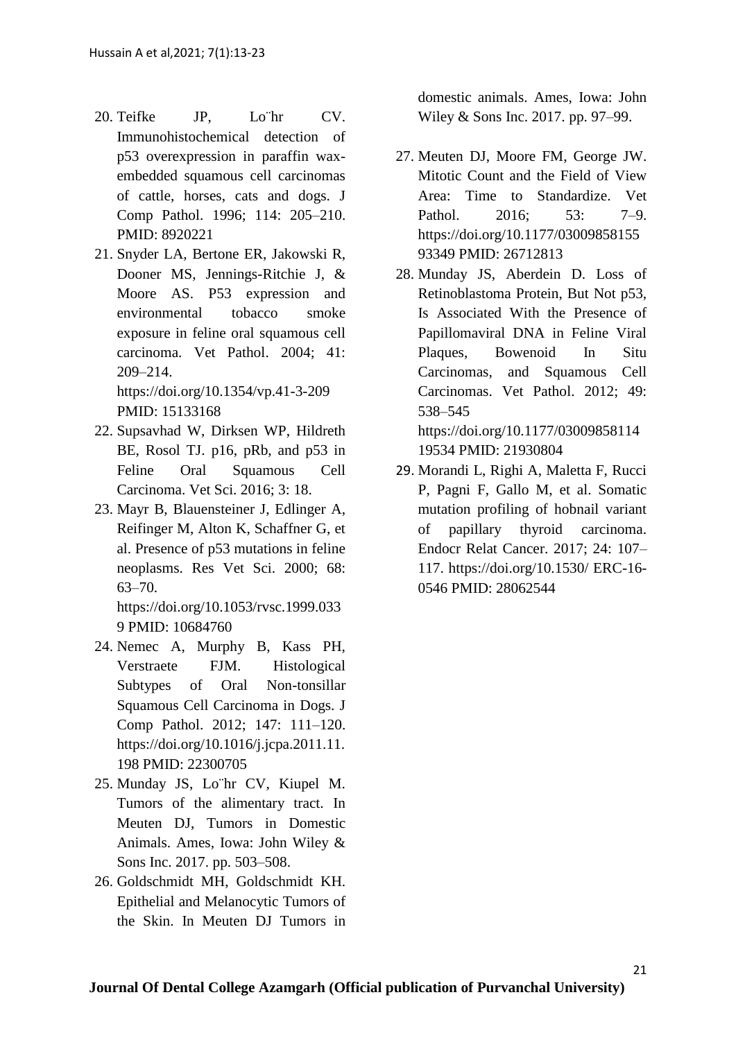20. Teifke JP, Lo¨hr CV. Immunohistochemical detection of p53 overexpression in paraffin wax-embedded squamous cell carcinomas of cattle, horses, cats and dogs. J Comp Pathol. 1996; 114: 205–210. PMID: 8920221
21. Snyder LA, Bertone ER, Jakowski R, Dooner MS, Jennings-Ritchie J, & Moore AS. P53 expression and environmental tobacco smoke exposure in feline oral squamous cell carcinoma. Vet Pathol. 2004; 41: 209–214. https://doi.org/10.1354/vp.41-3-209 PMID: 15133168
22. Supsavhad W, Dirksen WP, Hildreth BE, Rosol TJ. p16, pRb, and p53 in Feline Oral Squamous Cell Carcinoma. Vet Sci. 2016; 3: 18.
23. Mayr B, Blauensteiner J, Edlinger A, Reifinger M, Alton K, Schaffner G, et al. Presence of p53 mutations in feline neoplasms. Res Vet Sci. 2000; 68: 63–70. https://doi.org/10.1053/rvsc.1999.0339 PMID: 10684760
24. Nemec A, Murphy B, Kass PH, Verstraete FJM. Histological Subtypes of Oral Non-tonsillar Squamous Cell Carcinoma in Dogs. J Comp Pathol. 2012; 147: 111–120. https://doi.org/10.1016/j.jcpa.2011.11.198 PMID: 22300705
25. Munday JS, Lo¨hr CV, Kiupel M. Tumors of the alimentary tract. In Meuten DJ, Tumors in Domestic Animals. Ames, Iowa: John Wiley & Sons Inc. 2017. pp. 503–508.
26. Goldschmidt MH, Goldschmidt KH. Epithelial and Melanocytic Tumors of the Skin. In Meuten DJ Tumors in domestic animals. Ames, Iowa: John Wiley & Sons Inc. 2017. pp. 97–99.
27. Meuten DJ, Moore FM, George JW. Mitotic Count and the Field of View Area: Time to Standardize. Vet Pathol. 2016; 53: 7–9. https://doi.org/10.1177/0300985815593349 PMID: 26712813
28. Munday JS, Aberdein D. Loss of Retinoblastoma Protein, But Not p53, Is Associated With the Presence of Papillomaviral DNA in Feline Viral Plaques, Bowenoid In Situ Carcinomas, and Squamous Cell Carcinomas. Vet Pathol. 2012; 49: 538–545 https://doi.org/10.1177/0300985811419534 PMID: 21930804
29. Morandi L, Righi A, Maletta F, Rucci P, Pagni F, Gallo M, et al. Somatic mutation profiling of hobnail variant of papillary thyroid carcinoma. Endocr Relat Cancer. 2017; 24: 107–117. https://doi.org/10.1530/ ERC-16-0546 PMID: 28062544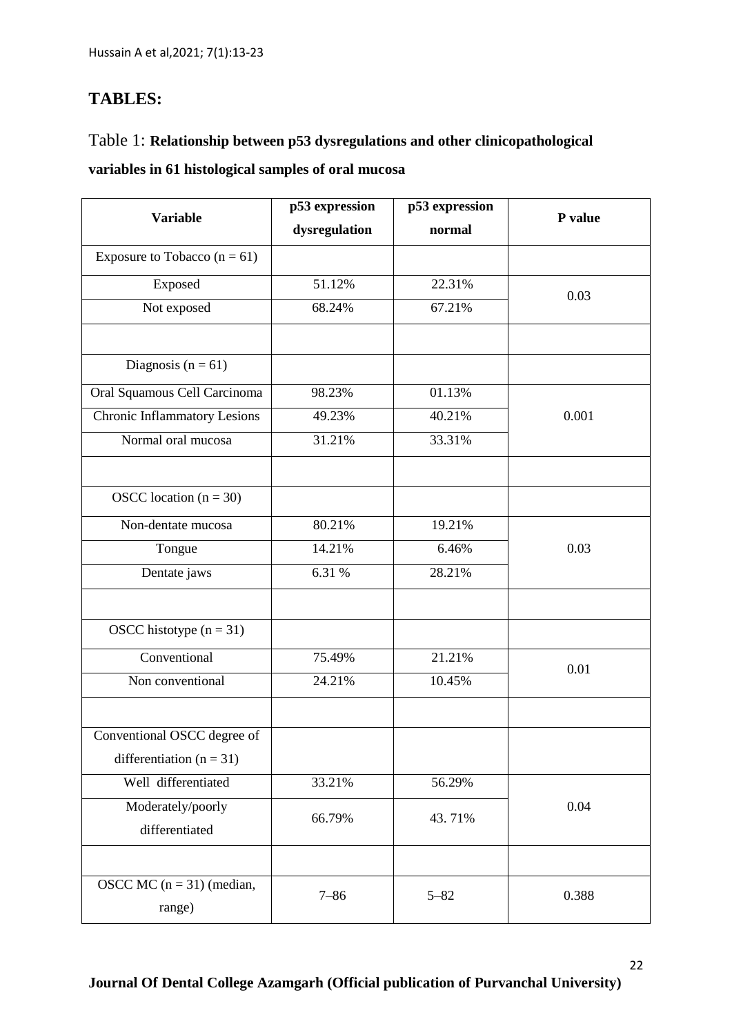## TABLES:

Table 1: **Relationship between p53 dysregulations and other clinicopathological variables in 61 histological samples of oral mucosa**

| Variable | p53 expression dysregulation | p53 expression normal | P value |
|---|---|---|---|
| Exposure to Tobacco (n = 61) | | | |
| Exposed | 51.12% | 22.31% | 0.03 |
| Not exposed | 68.24% | 67.21% | |
| | | | |
| Diagnosis (n = 61) | | | |
| Oral Squamous Cell Carcinoma | 98.23% | 01.13% | 0.001 |
| Chronic Inflammatory Lesions | 49.23% | 40.21% | |
| Normal oral mucosa | 31.21% | 33.31% | |
| | | | |
| OSCC location (n = 30) | | | |
| Non-dentate mucosa | 80.21% | 19.21% | 0.03 |
| Tongue | 14.21% | 6.46% | |
| Dentate jaws | 6.31 % | 28.21% | |
| | | | |
| OSCC histotype (n = 31) | | | |
| Conventional | 75.49% | 21.21% | 0.01 |
| Non conventional | 24.21% | 10.45% | |
| | | | |
| Conventional OSCC degree of differentiation (n = 31) | | | |
| Well differentiated | 33.21% | 56.29% | 0.04 |
| Moderately/poorly differentiated | 66.79% | 43. 71% | |
| | | | |
| OSCC MC (n = 31) (median, range) | 7–86 | 5–82 | 0.388 |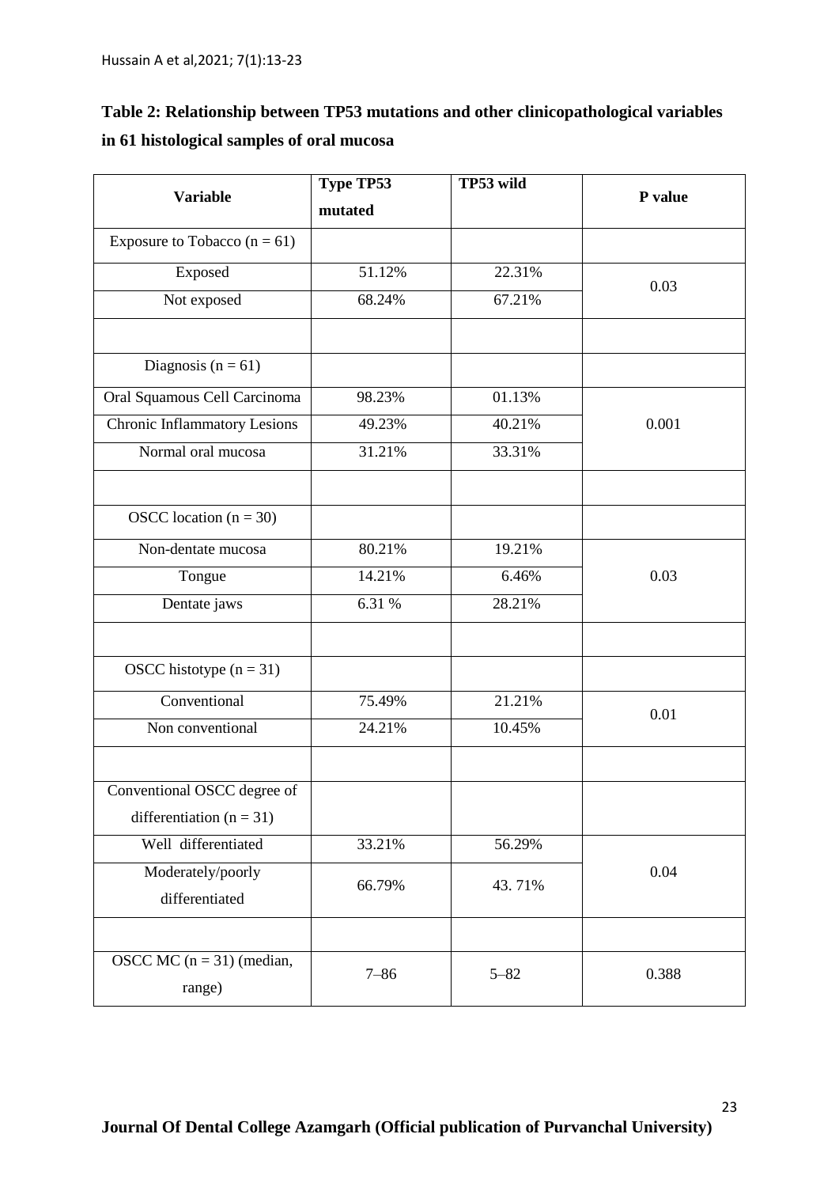**Table 2: Relationship between TP53 mutations and other clinicopathological variables in 61 histological samples of oral mucosa**

| Variable | Type TP53 mutated | TP53 wild | P value |
|---|---|---|---|
| Exposure to Tobacco (n = 61) | | | |
| Exposed | 51.12% | 22.31% | 0.03 |
| Not exposed | 68.24% | 67.21% | |
| | | | |
| Diagnosis (n = 61) | | | |
| Oral Squamous Cell Carcinoma | 98.23% | 01.13% | 0.001 |
| Chronic Inflammatory Lesions | 49.23% | 40.21% | |
| Normal oral mucosa | 31.21% | 33.31% | |
| | | | |
| OSCC location (n = 30) | | | |
| Non-dentate mucosa | 80.21% | 19.21% | 0.03 |
| Tongue | 14.21% | 6.46% | |
| Dentate jaws | 6.31 % | 28.21% | |
| | | | |
| OSCC histotype (n = 31) | | | |
| Conventional | 75.49% | 21.21% | 0.01 |
| Non conventional | 24.21% | 10.45% | |
| | | | |
| Conventional OSCC degree of differentiation (n = 31) | | | |
| Well differentiated | 33.21% | 56.29% | 0.04 |
| Moderately/poorly differentiated | 66.79% | 43. 71% | |
| | | | |
| OSCC MC (n = 31) (median, range) | 7–86 | 5–82 | 0.388 |